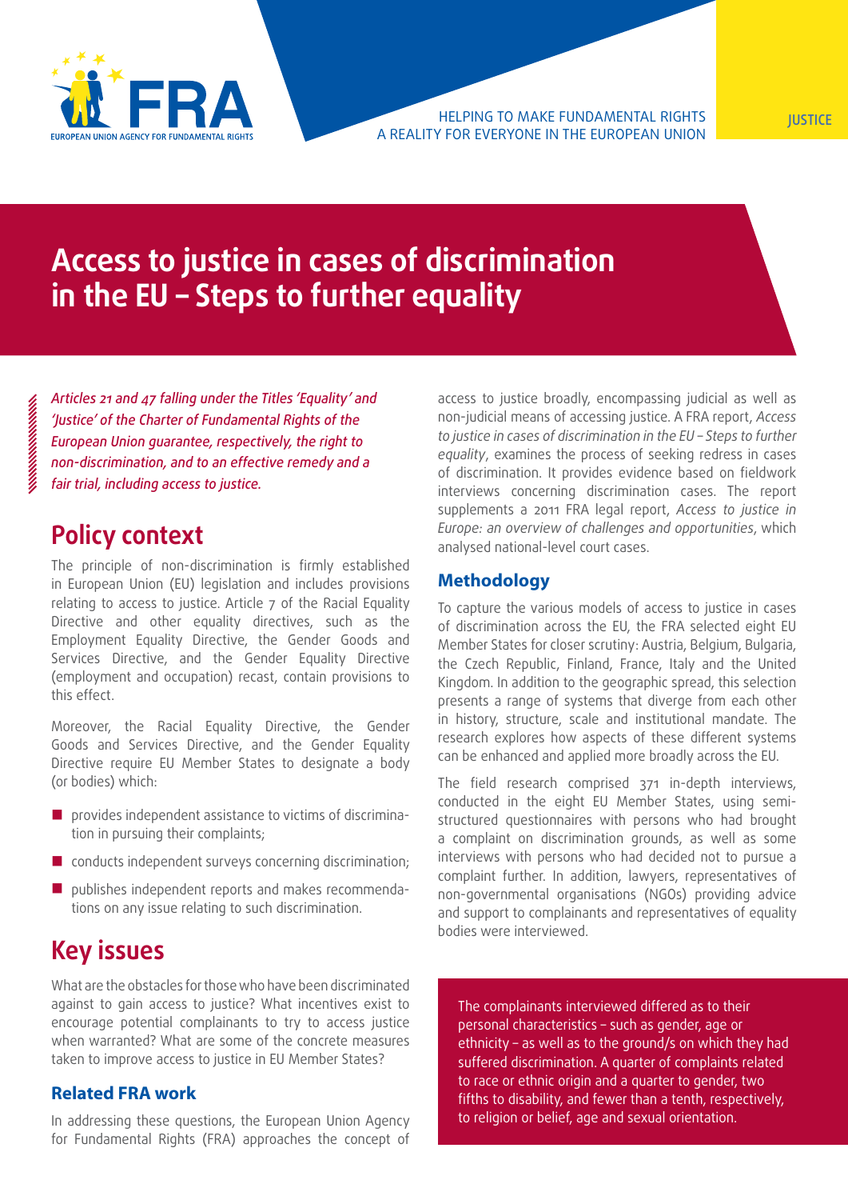HELPING TO MAKE FUNDAMENTAL RIGHTS A REALITY FOR EVERYONE IN THE EUROPEAN UNION

JUSTICE

# Access to justice in cases of discrimination in the EU – Steps to further equality

*Articles 21 and 47 falling under the Titles 'Equality' and 'Justice' of the Charter of Fundamental Rights of the European Union guarantee, respectively, the right to non-discrimination, and to an effective remedy and a fair trial, including access to justice.*

## Policy context

The principle of non-discrimination is firmly established in European Union (EU) legislation and includes provisions relating to access to justice. Article 7 of the Racial Equality Directive and other equality directives, such as the Employment Equality Directive, the Gender Goods and Services Directive, and the Gender Equality Directive (employment and occupation) recast, contain provisions to this effect.

Moreover, the Racial Equality Directive, the Gender Goods and Services Directive, and the Gender Equality Directive require EU Member States to designate a body (or bodies) which:

- provides independent assistance to victims of discrimination in pursuing their complaints;
- conducts independent surveys concerning discrimination;
- publishes independent reports and makes recommendations on any issue relating to such discrimination.

## Key issues

What are the obstacles for those who have been discriminated against to gain access to justice? What incentives exist to encourage potential complainants to try to access justice when warranted? What are some of the concrete measures taken to improve access to justice in EU Member States?

### Related FRA work

In addressing these questions, the European Union Agency for Fundamental Rights (FRA) approaches the concept of access to justice broadly, encompassing judicial as well as non-judicial means of accessing justice. A FRA report, *Access to justice in cases of discrimination in the EU – Steps to further equality*, examines the process of seeking redress in cases of discrimination. It provides evidence based on fieldwork interviews concerning discrimination cases. The report supplements a 2011 FRA legal report, *Access to justice in Europe: an overview of challenges and opportunities*, which analysed national-level court cases.

### Methodology

To capture the various models of access to justice in cases of discrimination across the EU, the FRA selected eight EU Member States for closer scrutiny: Austria, Belgium, Bulgaria, the Czech Republic, Finland, France, Italy and the United Kingdom. In addition to the geographic spread, this selection presents a range of systems that diverge from each other in history, structure, scale and institutional mandate. The research explores how aspects of these different systems can be enhanced and applied more broadly across the EU.

The field research comprised 371 in-depth interviews, conducted in the eight EU Member States, using semi-structured questionnaires with persons who had brought a complaint on discrimination grounds, as well as some interviews with persons who had decided not to pursue a complaint further. In addition, lawyers, representatives of non-governmental organisations (NGOs) providing advice and support to complainants and representatives of equality bodies were interviewed.

The complainants interviewed differed as to their personal characteristics – such as gender, age or ethnicity – as well as to the ground/s on which they had suffered discrimination. A quarter of complaints related to race or ethnic origin and a quarter to gender, two fifths to disability, and fewer than a tenth, respectively, to religion or belief, age and sexual orientation.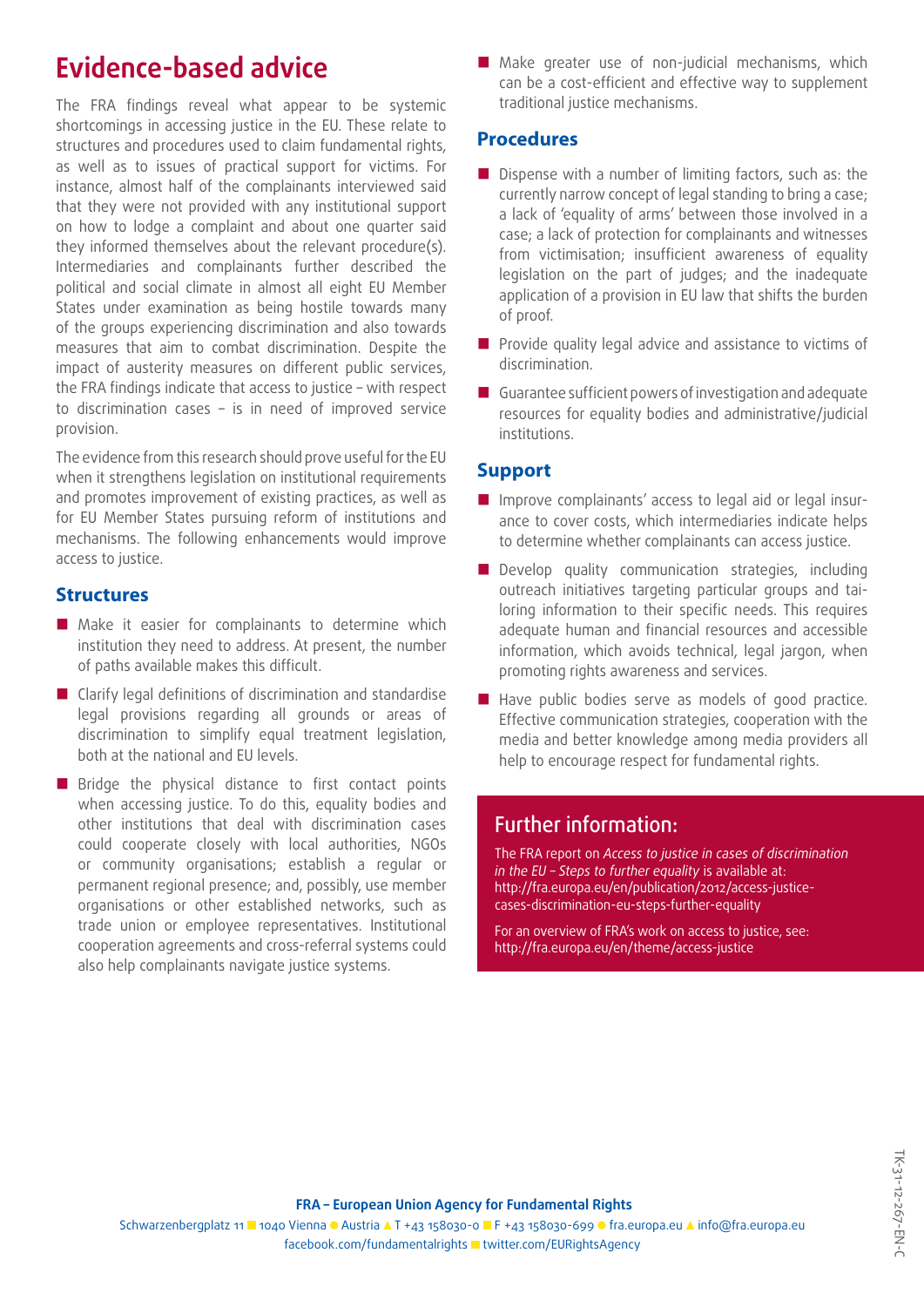# Evidence-based advice

The FRA findings reveal what appear to be systemic shortcomings in accessing justice in the EU. These relate to structures and procedures used to claim fundamental rights, as well as to issues of practical support for victims. For instance, almost half of the complainants interviewed said that they were not provided with any institutional support on how to lodge a complaint and about one quarter said they informed themselves about the relevant procedure(s). Intermediaries and complainants further described the political and social climate in almost all eight EU Member States under examination as being hostile towards many of the groups experiencing discrimination and also towards measures that aim to combat discrimination. Despite the impact of austerity measures on different public services, the FRA findings indicate that access to justice – with respect to discrimination cases – is in need of improved service provision.

The evidence from this research should prove useful for the EU when it strengthens legislation on institutional requirements and promotes improvement of existing practices, as well as for EU Member States pursuing reform of institutions and mechanisms. The following enhancements would improve access to justice.

## Structures

- Make it easier for complainants to determine which institution they need to address. At present, the number of paths available makes this difficult.
- Clarify legal definitions of discrimination and standardise legal provisions regarding all grounds or areas of discrimination to simplify equal treatment legislation, both at the national and EU levels.
- Bridge the physical distance to first contact points when accessing justice. To do this, equality bodies and other institutions that deal with discrimination cases could cooperate closely with local authorities, NGOs or community organisations; establish a regular or permanent regional presence; and, possibly, use member organisations or other established networks, such as trade union or employee representatives. Institutional cooperation agreements and cross-referral systems could also help complainants navigate justice systems.
- Make greater use of non-judicial mechanisms, which can be a cost-efficient and effective way to supplement traditional justice mechanisms.

## Procedures

- Dispense with a number of limiting factors, such as: the currently narrow concept of legal standing to bring a case; a lack of 'equality of arms' between those involved in a case; a lack of protection for complainants and witnesses from victimisation; insufficient awareness of equality legislation on the part of judges; and the inadequate application of a provision in EU law that shifts the burden of proof.
- Provide quality legal advice and assistance to victims of discrimination.
- Guarantee sufficient powers of investigation and adequate resources for equality bodies and administrative/judicial institutions.

## Support

- Improve complainants' access to legal aid or legal insurance to cover costs, which intermediaries indicate helps to determine whether complainants can access justice.
- Develop quality communication strategies, including outreach initiatives targeting particular groups and tailoring information to their specific needs. This requires adequate human and financial resources and accessible information, which avoids technical, legal jargon, when promoting rights awareness and services.
- Have public bodies serve as models of good practice. Effective communication strategies, cooperation with the media and better knowledge among media providers all help to encourage respect for fundamental rights.

## Further information:

The FRA report on *Access to justice in cases of discrimination in the EU – Steps to further equality* is available at: http://fra.europa.eu/en/publication/2012/access-justice-cases-discrimination-eu-steps-further-equality

For an overview of FRA's work on access to justice, see: http://fra.europa.eu/en/theme/access-justice

**FRA – European Union Agency for Fundamental Rights**

Schwarzenbergplatz 11 ■ 1040 Vienna ● Austria ▲ T +43 158030-0 ■ F +43 158030-699 ● fra.europa.eu ▲ info@fra.europa.eu
facebook.com/fundamentalrights ■ twitter.com/EURightsAgency

TK-31-12-267-EN-C